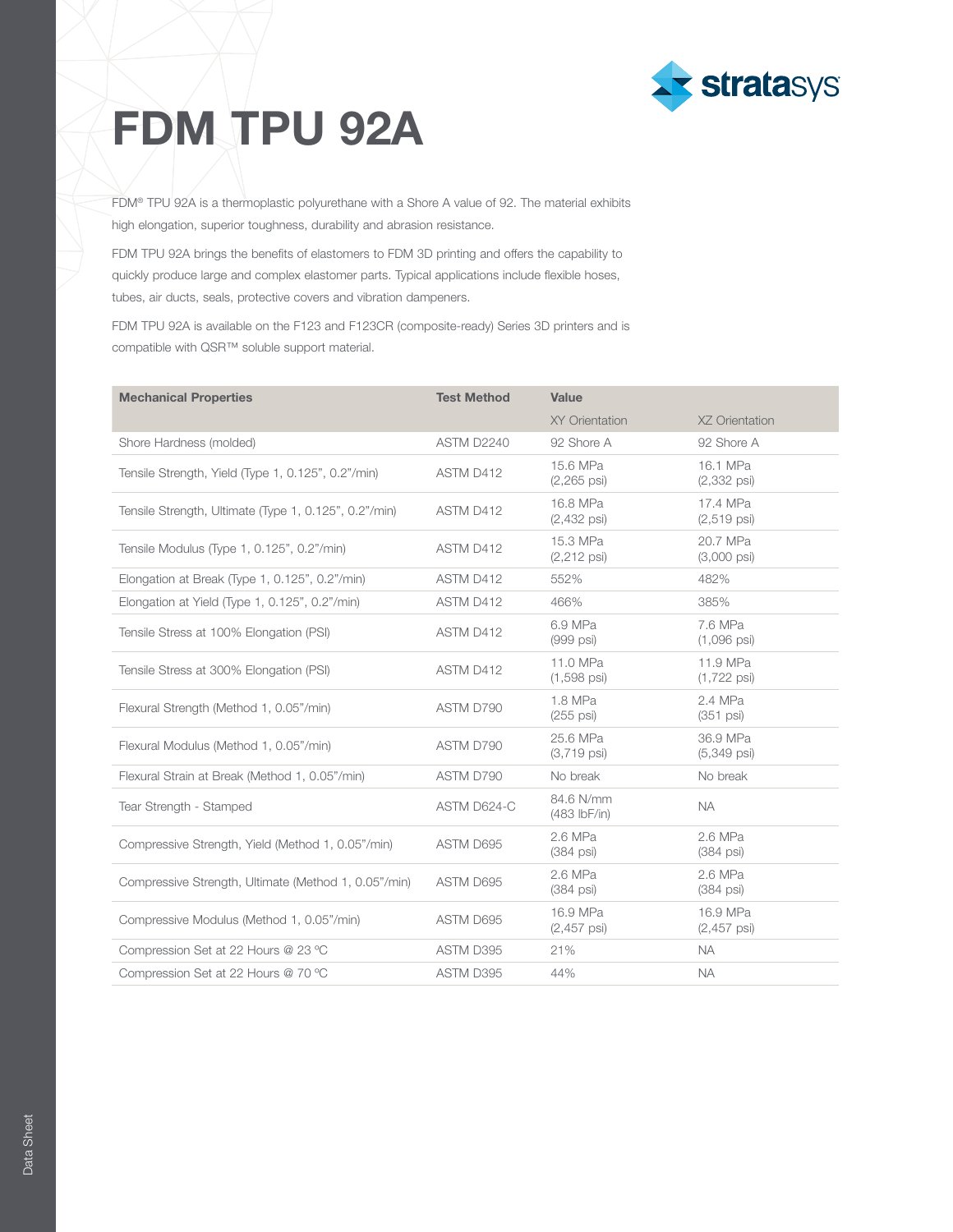# FDM TPU 92A

FDM® TPU 92A is a thermoplastic polyurethane with a Shore A value of 92. The material exhibits high elongation, superior toughness, durability and abrasion resistance.

FDM TPU 92A brings the benefits of elastomers to FDM 3D printing and offers the capability to quickly produce large and complex elastomer parts. Typical applications include flexible hoses, tubes, air ducts, seals, protective covers and vibration dampeners.

FDM TPU 92A is available on the F123 and F123CR (composite-ready) Series 3D printers and is compatible with QSR™ soluble support material.

| Mechanical Properties | Test Method | Value | |
|---|---|---|---|
| | | XY Orientation | XZ Orientation |
| Shore Hardness (molded) | ASTM D2240 | 92 Shore A | 92 Shore A |
| Tensile Strength, Yield (Type 1, 0.125", 0.2"/min) | ASTM D412 | 15.6 MPa (2,265 psi) | 16.1 MPa (2,332 psi) |
| Tensile Strength, Ultimate (Type 1, 0.125", 0.2"/min) | ASTM D412 | 16.8 MPa (2,432 psi) | 17.4 MPa (2,519 psi) |
| Tensile Modulus (Type 1, 0.125", 0.2"/min) | ASTM D412 | 15.3 MPa (2,212 psi) | 20.7 MPa (3,000 psi) |
| Elongation at Break (Type 1, 0.125", 0.2"/min) | ASTM D412 | 552% | 482% |
| Elongation at Yield (Type 1, 0.125", 0.2"/min) | ASTM D412 | 466% | 385% |
| Tensile Stress at 100% Elongation (PSI) | ASTM D412 | 6.9 MPa (999 psi) | 7.6 MPa (1,096 psi) |
| Tensile Stress at 300% Elongation (PSI) | ASTM D412 | 11.0 MPa (1,598 psi) | 11.9 MPa (1,722 psi) |
| Flexural Strength (Method 1, 0.05"/min) | ASTM D790 | 1.8 MPa (255 psi) | 2.4 MPa (351 psi) |
| Flexural Modulus (Method 1, 0.05"/min) | ASTM D790 | 25.6 MPa (3,719 psi) | 36.9 MPa (5,349 psi) |
| Flexural Strain at Break (Method 1, 0.05"/min) | ASTM D790 | No break | No break |
| Tear Strength - Stamped | ASTM D624-C | 84.6 N/mm (483 lbF/in) | NA |
| Compressive Strength, Yield (Method 1, 0.05"/min) | ASTM D695 | 2.6 MPa (384 psi) | 2.6 MPa (384 psi) |
| Compressive Strength, Ultimate (Method 1, 0.05"/min) | ASTM D695 | 2.6 MPa (384 psi) | 2.6 MPa (384 psi) |
| Compressive Modulus (Method 1, 0.05"/min) | ASTM D695 | 16.9 MPa (2,457 psi) | 16.9 MPa (2,457 psi) |
| Compression Set at 22 Hours @ 23 °C | ASTM D395 | 21% | NA |
| Compression Set at 22 Hours @ 70 °C | ASTM D395 | 44% | NA |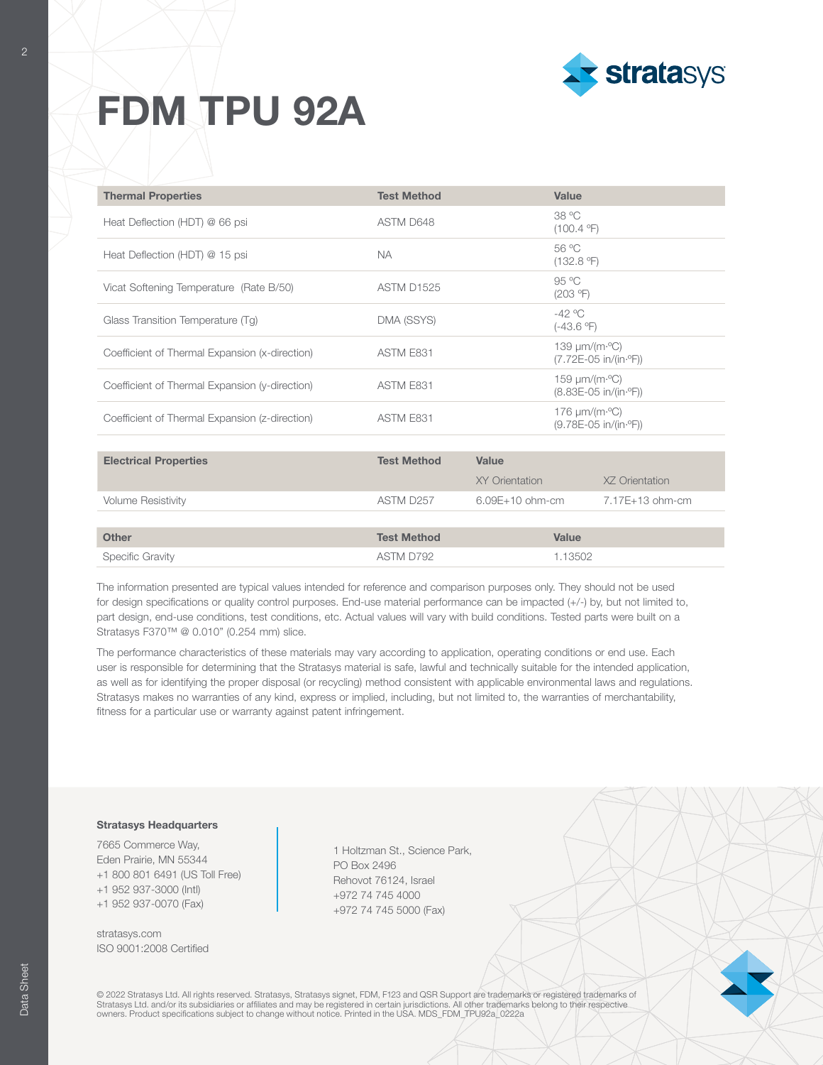# FDM TPU 92A

| Thermal Properties | Test Method | Value |
|---|---|---|
| Heat Deflection (HDT) @ 66 psi | ASTM D648 | 38 °C (100.4 °F) |
| Heat Deflection (HDT) @ 15 psi | NA | 56 °C (132.8 °F) |
| Vicat Softening Temperature (Rate B/50) | ASTM D1525 | 95 °C (203 °F) |
| Glass Transition Temperature (Tg) | DMA (SSYS) | -42 °C (-43.6 °F) |
| Coefficient of Thermal Expansion (x-direction) | ASTM E831 | 139 µm/(m·°C) (7.72E-05 in/(in·°F)) |
| Coefficient of Thermal Expansion (y-direction) | ASTM E831 | 159 µm/(m·°C) (8.83E-05 in/(in·°F)) |
| Coefficient of Thermal Expansion (z-direction) | ASTM E831 | 176 µm/(m·°C) (9.78E-05 in/(in·°F)) |

| Electrical Properties | Test Method | Value | |
|---|---|---|---|
| | | XY Orientation | XZ Orientation |
| Volume Resistivity | ASTM D257 | 6.09E+10 ohm-cm | 7.17E+13 ohm-cm |

| Other | Test Method | Value |
|---|---|---|
| Specific Gravity | ASTM D792 | 1.13502 |

The information presented are typical values intended for reference and comparison purposes only. They should not be used for design specifications or quality control purposes. End-use material performance can be impacted (+/-) by, but not limited to, part design, end-use conditions, test conditions, etc. Actual values will vary with build conditions. Tested parts were built on a Stratasys F370™ @ 0.010" (0.254 mm) slice.

The performance characteristics of these materials may vary according to application, operating conditions or end use. Each user is responsible for determining that the Stratasys material is safe, lawful and technically suitable for the intended application, as well as for identifying the proper disposal (or recycling) method consistent with applicable environmental laws and regulations. Stratasys makes no warranties of any kind, express or implied, including, but not limited to, the warranties of merchantability, fitness for a particular use or warranty against patent infringement.

**Stratasys Headquarters**

7665 Commerce Way,
Eden Prairie, MN 55344
+1 800 801 6491 (US Toll Free)
+1 952 937-3000 (Intl)
+1 952 937-0070 (Fax)

stratasys.com
ISO 9001:2008 Certified

1 Holtzman St., Science Park,
PO Box 2496
Rehovot 76124, Israel
+972 74 745 4000
+972 74 745 5000 (Fax)

© 2022 Stratasys Ltd. All rights reserved. Stratasys, Stratasys signet, FDM, F123 and QSR Support are trademarks or registered trademarks of Stratasys Ltd. and/or its subsidiaries or affiliates and may be registered in certain jurisdictions. All other trademarks belong to their respective owners. Product specifications subject to change without notice. Printed in the USA. MDS_FDM_TPU92a_0222a